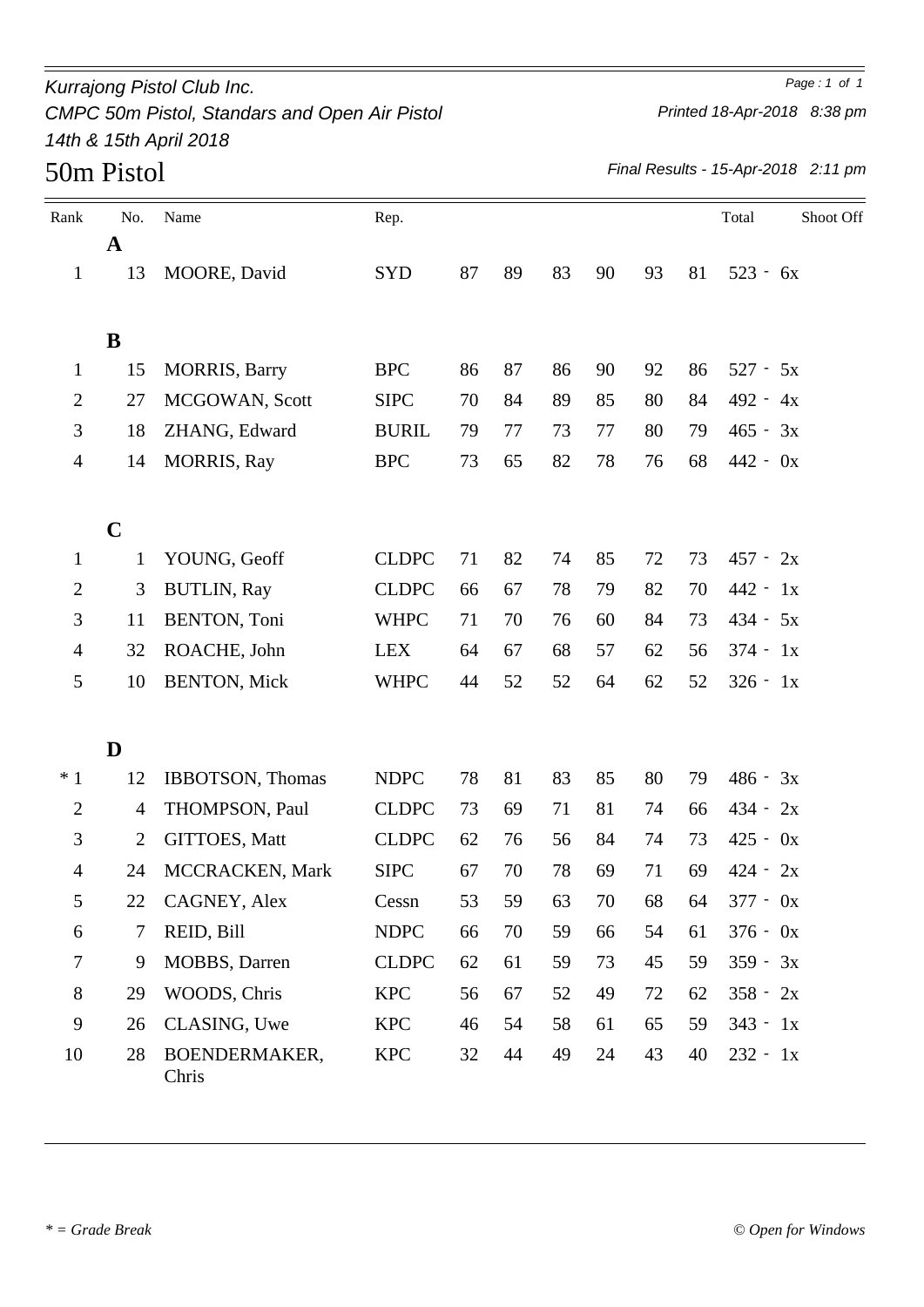Kurrajong Pistol Club Inc.

CMPC 50m Pistol, Standars and Open Air Pistol

14th & 15th April 2018

Printed 18-Apr-2018 8:38 pm

# 50m Pistol

*Final Results - 15-Apr-2018 2:11 pm*

| Rank | No. | Name | Rep. | | | | | | | Total | Shoot Off |
|---|---|---|---|---|---|---|---|---|---|---|---|
| | **A** | | | | | | | | | | |
| 1 | 13 | MOORE, David | SYD | 87 | 89 | 83 | 90 | 93 | 81 | 523 - 6x | |
| | **B** | | | | | | | | | | |
| 1 | 15 | MORRIS, Barry | BPC | 86 | 87 | 86 | 90 | 92 | 86 | 527 - 5x | |
| 2 | 27 | MCGOWAN, Scott | SIPC | 70 | 84 | 89 | 85 | 80 | 84 | 492 - 4x | |
| 3 | 18 | ZHANG, Edward | BURIL | 79 | 77 | 73 | 77 | 80 | 79 | 465 - 3x | |
| 4 | 14 | MORRIS, Ray | BPC | 73 | 65 | 82 | 78 | 76 | 68 | 442 - 0x | |
| | **C** | | | | | | | | | | |
| 1 | 1 | YOUNG, Geoff | CLDPC | 71 | 82 | 74 | 85 | 72 | 73 | 457 - 2x | |
| 2 | 3 | BUTLIN, Ray | CLDPC | 66 | 67 | 78 | 79 | 82 | 70 | 442 - 1x | |
| 3 | 11 | BENTON, Toni | WHPC | 71 | 70 | 76 | 60 | 84 | 73 | 434 - 5x | |
| 4 | 32 | ROACHE, John | LEX | 64 | 67 | 68 | 57 | 62 | 56 | 374 - 1x | |
| 5 | 10 | BENTON, Mick | WHPC | 44 | 52 | 52 | 64 | 62 | 52 | 326 - 1x | |
| | **D** | | | | | | | | | | |
| * 1 | 12 | IBBOTSON, Thomas | NDPC | 78 | 81 | 83 | 85 | 80 | 79 | 486 - 3x | |
| 2 | 4 | THOMPSON, Paul | CLDPC | 73 | 69 | 71 | 81 | 74 | 66 | 434 - 2x | |
| 3 | 2 | GITTOES, Matt | CLDPC | 62 | 76 | 56 | 84 | 74 | 73 | 425 - 0x | |
| 4 | 24 | MCCRACKEN, Mark | SIPC | 67 | 70 | 78 | 69 | 71 | 69 | 424 - 2x | |
| 5 | 22 | CAGNEY, Alex | Cessn | 53 | 59 | 63 | 70 | 68 | 64 | 377 - 0x | |
| 6 | 7 | REID, Bill | NDPC | 66 | 70 | 59 | 66 | 54 | 61 | 376 - 0x | |
| 7 | 9 | MOBBS, Darren | CLDPC | 62 | 61 | 59 | 73 | 45 | 59 | 359 - 3x | |
| 8 | 29 | WOODS, Chris | KPC | 56 | 67 | 52 | 49 | 72 | 62 | 358 - 2x | |
| 9 | 26 | CLASING, Uwe | KPC | 46 | 54 | 58 | 61 | 65 | 59 | 343 - 1x | |
| 10 | 28 | BOENDERMAKER, Chris | KPC | 32 | 44 | 49 | 24 | 43 | 40 | 232 - 1x | |

*\* = Grade Break*

*© Open for Windows*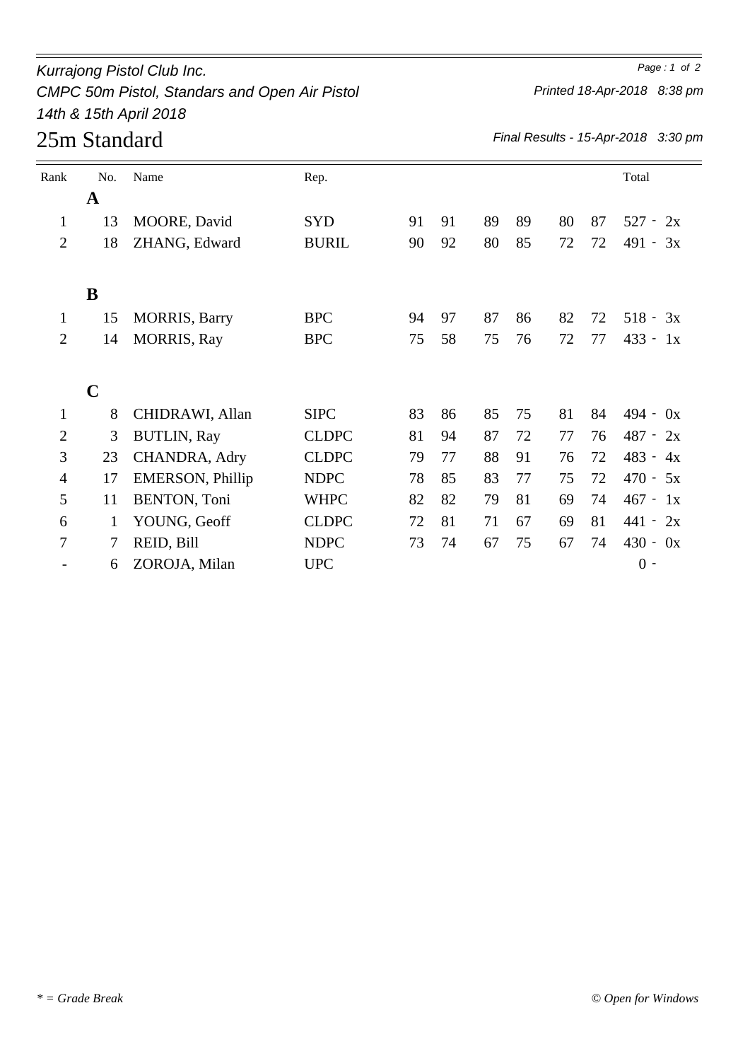Kurrajong Pistol Club Inc.

CMPC 50m Pistol, Standars and Open Air Pistol

14th & 15th April 2018

Printed 18-Apr-2018 8:38 pm

# 25m Standard

*Final Results - 15-Apr-2018 3:30 pm*

| Rank | No. | Name | Rep. | | | | | | | Total |
|---|---|---|---|---|---|---|---|---|---|---|
| | **A** | | | | | | | | | |
| 1 | 13 | MOORE, David | SYD | 91 | 91 | 89 | 89 | 80 | 87 | 527 - 2x |
| 2 | 18 | ZHANG, Edward | BURIL | 90 | 92 | 80 | 85 | 72 | 72 | 491 - 3x |
| | **B** | | | | | | | | | |
| 1 | 15 | MORRIS, Barry | BPC | 94 | 97 | 87 | 86 | 82 | 72 | 518 - 3x |
| 2 | 14 | MORRIS, Ray | BPC | 75 | 58 | 75 | 76 | 72 | 77 | 433 - 1x |
| | **C** | | | | | | | | | |
| 1 | 8 | CHIDRAWI, Allan | SIPC | 83 | 86 | 85 | 75 | 81 | 84 | 494 - 0x |
| 2 | 3 | BUTLIN, Ray | CLDPC | 81 | 94 | 87 | 72 | 77 | 76 | 487 - 2x |
| 3 | 23 | CHANDRA, Adry | CLDPC | 79 | 77 | 88 | 91 | 76 | 72 | 483 - 4x |
| 4 | 17 | EMERSON, Phillip | NDPC | 78 | 85 | 83 | 77 | 75 | 72 | 470 - 5x |
| 5 | 11 | BENTON, Toni | WHPC | 82 | 82 | 79 | 81 | 69 | 74 | 467 - 1x |
| 6 | 1 | YOUNG, Geoff | CLDPC | 72 | 81 | 71 | 67 | 69 | 81 | 441 - 2x |
| 7 | 7 | REID, Bill | NDPC | 73 | 74 | 67 | 75 | 67 | 74 | 430 - 0x |
| - | 6 | ZOROJA, Milan | UPC | | | | | | | 0 - |

*\* = Grade Break*

*© Open for Windows*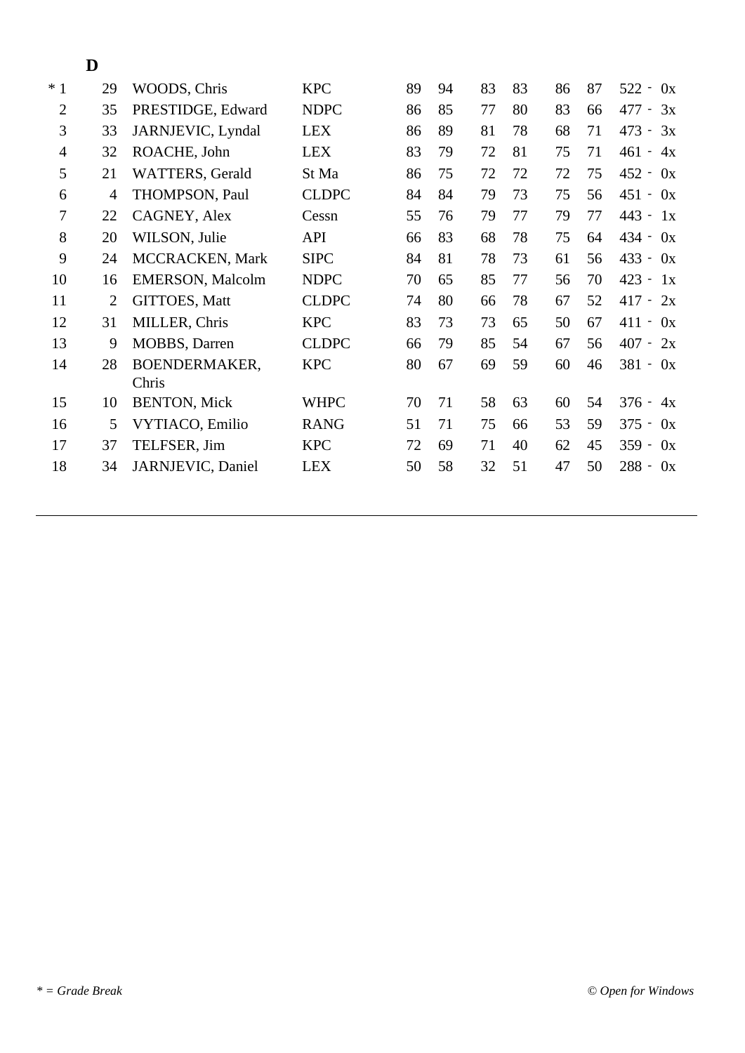**D**

| | | | | | | | | | | |
|---|---|---|---|---|---|---|---|---|---|---|
| * 1 | 29 | WOODS, Chris | KPC | 89 | 94 | 83 | 83 | 86 | 87 | 522 - 0x |
| 2 | 35 | PRESTIDGE, Edward | NDPC | 86 | 85 | 77 | 80 | 83 | 66 | 477 - 3x |
| 3 | 33 | JARNJEVIC, Lyndal | LEX | 86 | 89 | 81 | 78 | 68 | 71 | 473 - 3x |
| 4 | 32 | ROACHE, John | LEX | 83 | 79 | 72 | 81 | 75 | 71 | 461 - 4x |
| 5 | 21 | WATTERS, Gerald | St Ma | 86 | 75 | 72 | 72 | 72 | 75 | 452 - 0x |
| 6 | 4 | THOMPSON, Paul | CLDPC | 84 | 84 | 79 | 73 | 75 | 56 | 451 - 0x |
| 7 | 22 | CAGNEY, Alex | Cessn | 55 | 76 | 79 | 77 | 79 | 77 | 443 - 1x |
| 8 | 20 | WILSON, Julie | API | 66 | 83 | 68 | 78 | 75 | 64 | 434 - 0x |
| 9 | 24 | MCCRACKEN, Mark | SIPC | 84 | 81 | 78 | 73 | 61 | 56 | 433 - 0x |
| 10 | 16 | EMERSON, Malcolm | NDPC | 70 | 65 | 85 | 77 | 56 | 70 | 423 - 1x |
| 11 | 2 | GITTOES, Matt | CLDPC | 74 | 80 | 66 | 78 | 67 | 52 | 417 - 2x |
| 12 | 31 | MILLER, Chris | KPC | 83 | 73 | 73 | 65 | 50 | 67 | 411 - 0x |
| 13 | 9 | MOBBS, Darren | CLDPC | 66 | 79 | 85 | 54 | 67 | 56 | 407 - 2x |
| 14 | 28 | BOENDERMAKER, Chris | KPC | 80 | 67 | 69 | 59 | 60 | 46 | 381 - 0x |
| 15 | 10 | BENTON, Mick | WHPC | 70 | 71 | 58 | 63 | 60 | 54 | 376 - 4x |
| 16 | 5 | VYTIACO, Emilio | RANG | 51 | 71 | 75 | 66 | 53 | 59 | 375 - 0x |
| 17 | 37 | TELFSER, Jim | KPC | 72 | 69 | 71 | 40 | 62 | 45 | 359 - 0x |
| 18 | 34 | JARNJEVIC, Daniel | LEX | 50 | 58 | 32 | 51 | 47 | 50 | 288 - 0x |

*\* = Grade Break*

*© Open for Windows*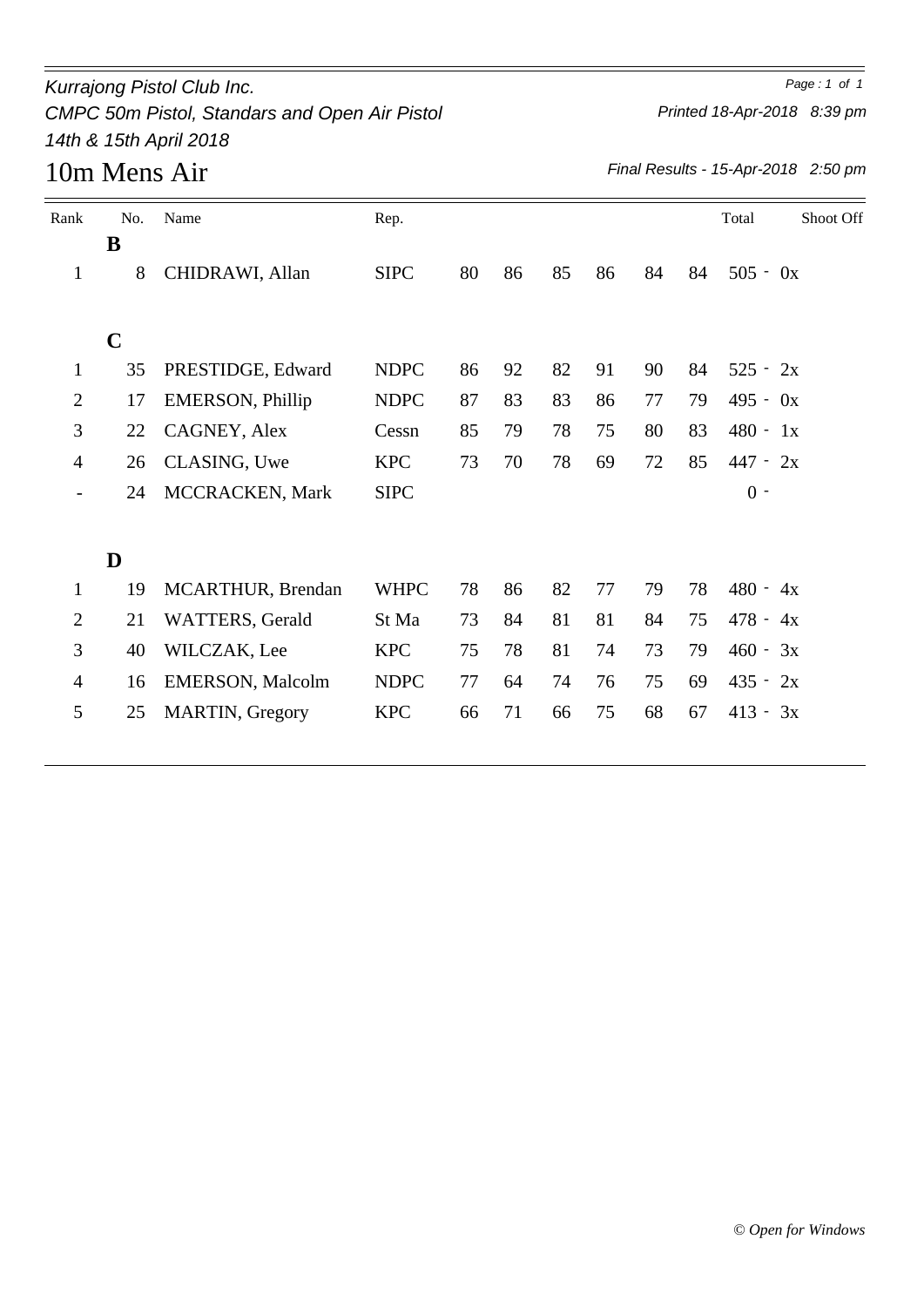*Kurrajong Pistol Club Inc.*

*CMPC 50m Pistol, Standars and Open Air Pistol*

*14th & 15th April 2018*

*Printed 18-Apr-2018 8:39 pm*

# 10m Mens Air

*Final Results - 15-Apr-2018 2:50 pm*

| Rank | No. | Name | Rep. | | | | | | | Total | Shoot Off |
|---|---|---|---|---|---|---|---|---|---|---|---|
| | **B** | | | | | | | | | | |
| 1 | 8 | CHIDRAWI, Allan | SIPC | 80 | 86 | 85 | 86 | 84 | 84 | 505 - 0x | |
| | **C** | | | | | | | | | | |
| 1 | 35 | PRESTIDGE, Edward | NDPC | 86 | 92 | 82 | 91 | 90 | 84 | 525 - 2x | |
| 2 | 17 | EMERSON, Phillip | NDPC | 87 | 83 | 83 | 86 | 77 | 79 | 495 - 0x | |
| 3 | 22 | CAGNEY, Alex | Cessn | 85 | 79 | 78 | 75 | 80 | 83 | 480 - 1x | |
| 4 | 26 | CLASING, Uwe | KPC | 73 | 70 | 78 | 69 | 72 | 85 | 447 - 2x | |
| - | 24 | MCCRACKEN, Mark | SIPC | | | | | | | 0 - | |
| | **D** | | | | | | | | | | |
| 1 | 19 | MCARTHUR, Brendan | WHPC | 78 | 86 | 82 | 77 | 79 | 78 | 480 - 4x | |
| 2 | 21 | WATTERS, Gerald | St Ma | 73 | 84 | 81 | 81 | 84 | 75 | 478 - 4x | |
| 3 | 40 | WILCZAK, Lee | KPC | 75 | 78 | 81 | 74 | 73 | 79 | 460 - 3x | |
| 4 | 16 | EMERSON, Malcolm | NDPC | 77 | 64 | 74 | 76 | 75 | 69 | 435 - 2x | |
| 5 | 25 | MARTIN, Gregory | KPC | 66 | 71 | 66 | 75 | 68 | 67 | 413 - 3x | |

*© Open for Windows*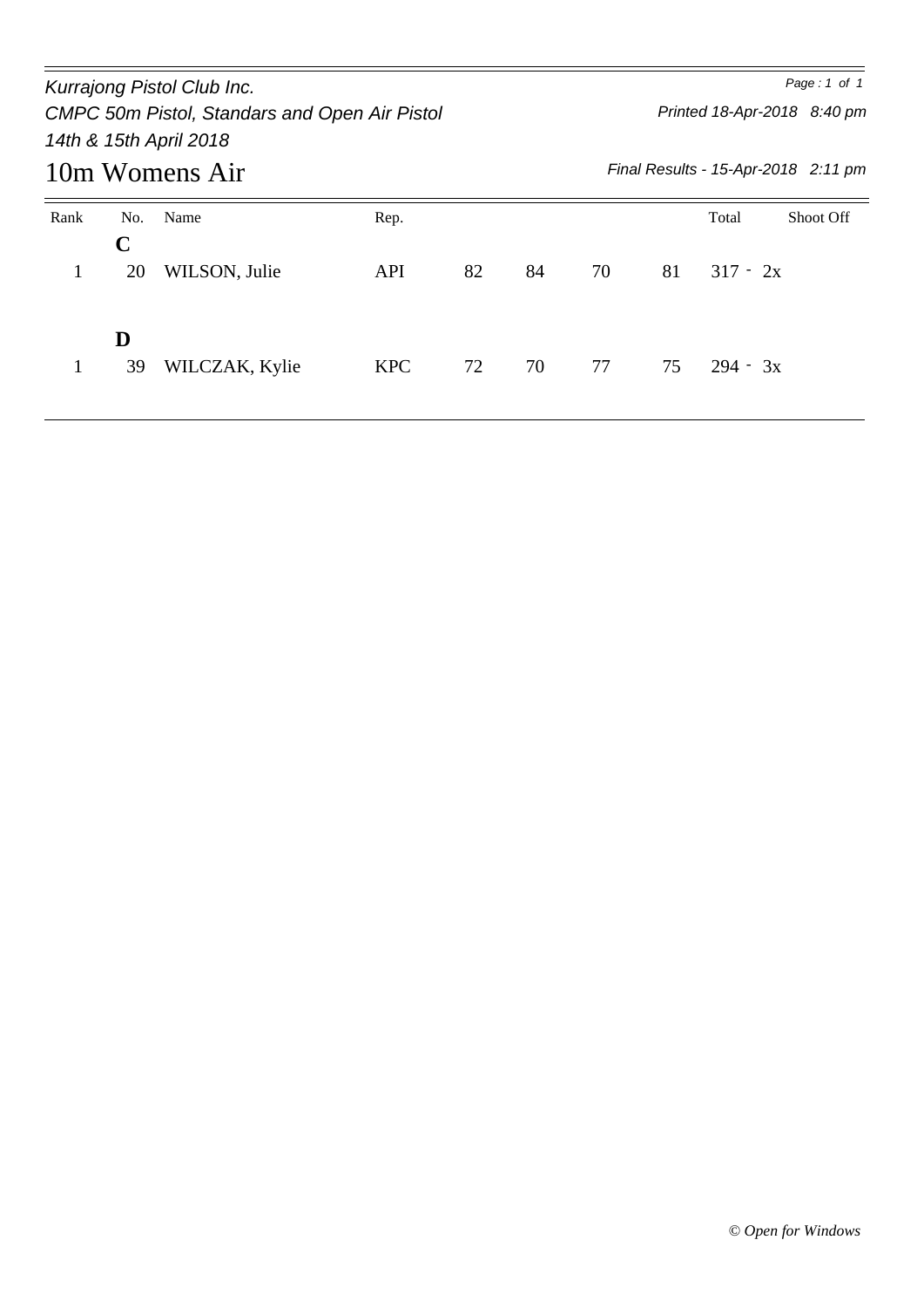Kurrajong Pistol Club Inc.

CMPC 50m Pistol, Standars and Open Air Pistol

14th & 15th April 2018

Printed 18-Apr-2018 8:40 pm

# 10m Womens Air

*Final Results - 15-Apr-2018 2:11 pm*

| Rank | No. | Name | Rep. | | | | | Total | Shoot Off |
|---|---|---|---|---|---|---|---|---|---|
| | **C** | | | | | | | | |
| 1 | 20 | WILSON, Julie | API | 82 | 84 | 70 | 81 | 317 - 2x | |
| | **D** | | | | | | | | |
| 1 | 39 | WILCZAK, Kylie | KPC | 72 | 70 | 77 | 75 | 294 - 3x | |

*© Open for Windows*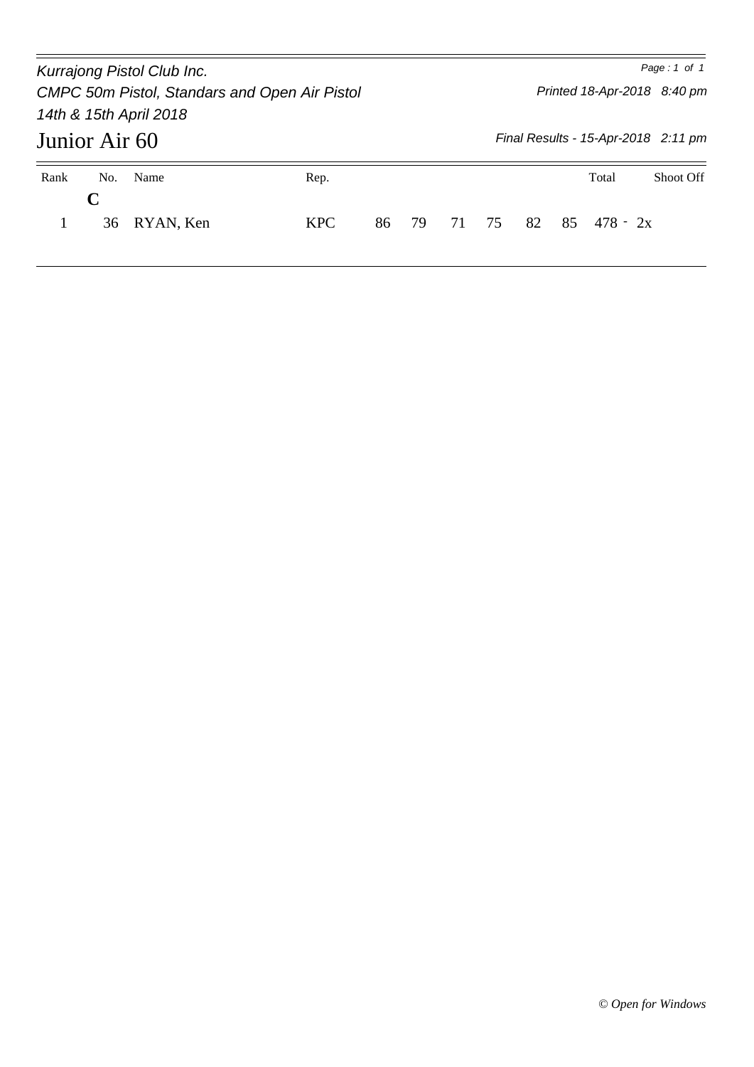*Kurrajong Pistol Club Inc.*

*CMPC 50m Pistol, Standars and Open Air Pistol*

*14th & 15th April 2018*

*Printed 18-Apr-2018 8:40 pm*

# Junior Air 60

*Final Results - 15-Apr-2018 2:11 pm*

| Rank | No. | Name | Rep. | | | | | | | Total | Shoot Off |
|---|---|---|---|---|---|---|---|---|---|---|---|
| | **C** | | | | | | | | | | |
| 1 | 36 | RYAN, Ken | KPC | 86 | 79 | 71 | 75 | 82 | 85 | 478 - 2x | |

*© Open for Windows*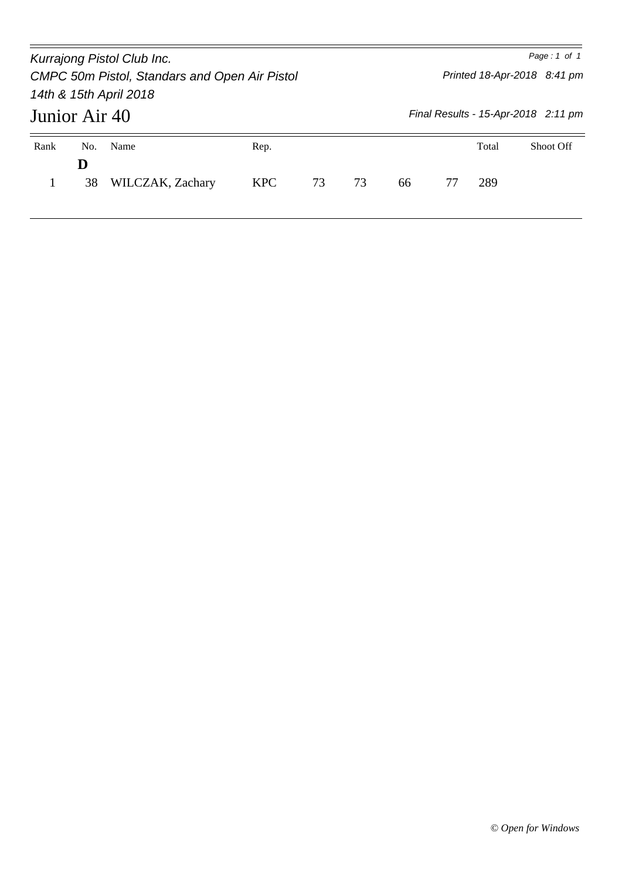*Kurrajong Pistol Club Inc.*

*CMPC 50m Pistol, Standars and Open Air Pistol*

*14th & 15th April 2018*

*Printed 18-Apr-2018 8:41 pm*

# Junior Air 40

*Final Results - 15-Apr-2018 2:11 pm*

| Rank | No. | Name | Rep. | | | | | Total | Shoot Off |
|---|---|---|---|---|---|---|---|---|---|
| | **D** | | | | | | | | |
| 1 | 38 | WILCZAK, Zachary | KPC | 73 | 73 | 66 | 77 | 289 | |

*© Open for Windows*